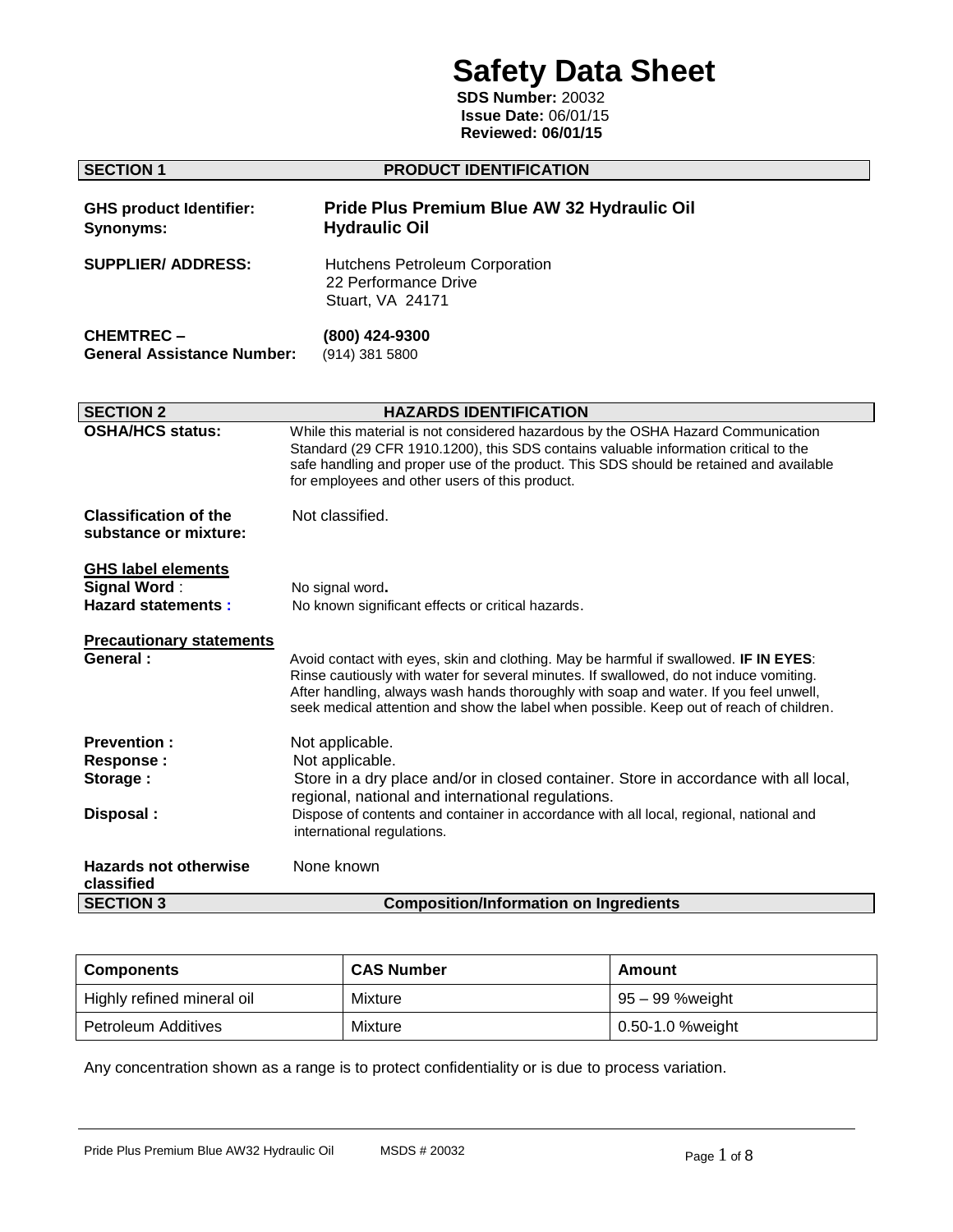# Safety Data Sheet

**SDS Number:** 20032
**Issue Date:** 06/01/15
**Reviewed: 06/01/15**

## SECTION 1 PRODUCT IDENTIFICATION

**GHS product Identifier:** **Pride Plus Premium Blue AW 32 Hydraulic Oil**
**Synonyms:** **Hydraulic Oil**

**SUPPLIER/ ADDRESS:** Hutchens Petroleum Corporation
22 Performance Drive
Stuart, VA 24171

**CHEMTREC –** **(800) 424-9300**
**General Assistance Number:** (914) 381 5800

## SECTION 2 HAZARDS IDENTIFICATION

**OSHA/HCS status:** While this material is not considered hazardous by the OSHA Hazard Communication Standard (29 CFR 1910.1200), this SDS contains valuable information critical to the safe handling and proper use of the product. This SDS should be retained and available for employees and other users of this product.

**Classification of the substance or mixture:** Not classified.

**GHS label elements**

**Signal Word** : No signal word.
**Hazard statements :** No known significant effects or critical hazards.

**Precautionary statements**

**General :** Avoid contact with eyes, skin and clothing. May be harmful if swallowed. **IF IN EYES**: Rinse cautiously with water for several minutes. If swallowed, do not induce vomiting. After handling, always wash hands thoroughly with soap and water. If you feel unwell, seek medical attention and show the label when possible. Keep out of reach of children.

**Prevention :** Not applicable.
**Response :** Not applicable.
**Storage :** Store in a dry place and/or in closed container. Store in accordance with all local, regional, national and international regulations.
**Disposal :** Dispose of contents and container in accordance with all local, regional, national and international regulations.

**Hazards not otherwise classified** None known

## SECTION 3 Composition/Information on Ingredients

| Components | CAS Number | Amount |
|---|---|---|
| Highly refined mineral oil | Mixture | 95 – 99 %weight |
| Petroleum Additives | Mixture | 0.50-1.0 %weight |

Any concentration shown as a range is to protect confidentiality or is due to process variation.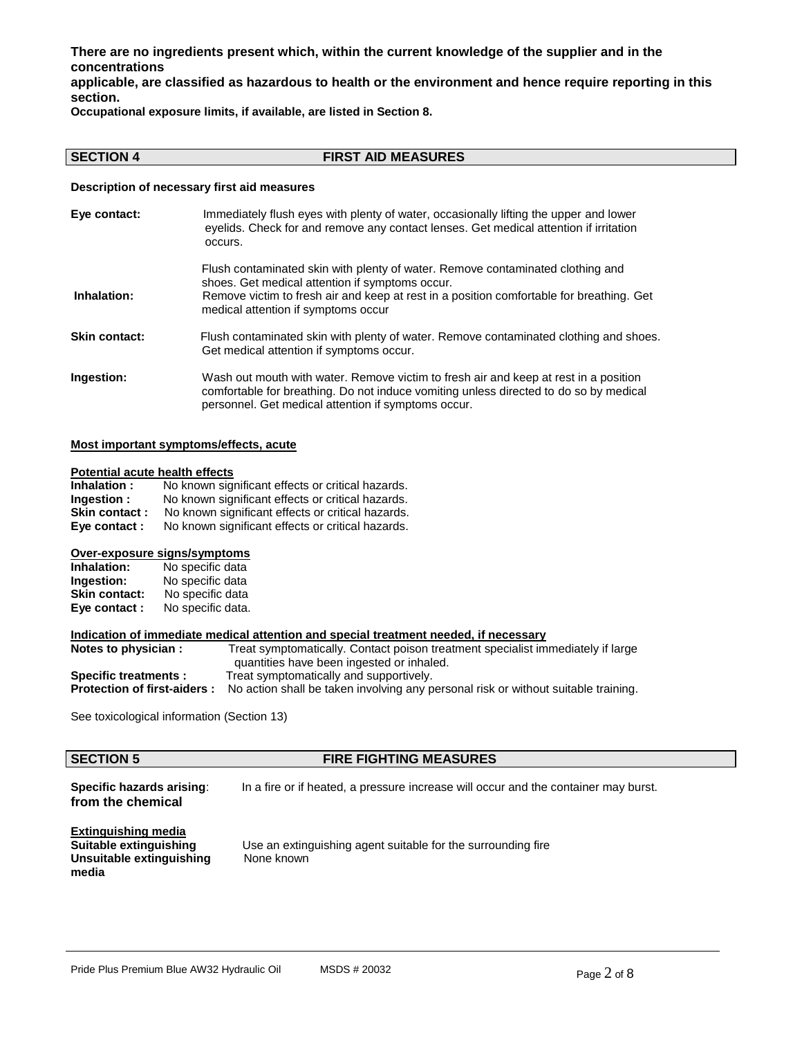**There are no ingredients present which, within the current knowledge of the supplier and in the concentrations applicable, are classified as hazardous to health or the environment and hence require reporting in this section.**
**Occupational exposure limits, if available, are listed in Section 8.**

## SECTION 4 FIRST AID MEASURES

**Description of necessary first aid measures**

**Eye contact:** Immediately flush eyes with plenty of water, occasionally lifting the upper and lower eyelids. Check for and remove any contact lenses. Get medical attention if irritation occurs.

Flush contaminated skin with plenty of water. Remove contaminated clothing and shoes. Get medical attention if symptoms occur.

**Inhalation:** Remove victim to fresh air and keep at rest in a position comfortable for breathing. Get medical attention if symptoms occur

**Skin contact:** Flush contaminated skin with plenty of water. Remove contaminated clothing and shoes. Get medical attention if symptoms occur.

**Ingestion:** Wash out mouth with water. Remove victim to fresh air and keep at rest in a position comfortable for breathing. Do not induce vomiting unless directed to do so by medical personnel. Get medical attention if symptoms occur.

**Most important symptoms/effects, acute**

**Potential acute health effects**

**Inhalation :** No known significant effects or critical hazards.
**Ingestion :** No known significant effects or critical hazards.
**Skin contact :** No known significant effects or critical hazards.
**Eye contact :** No known significant effects or critical hazards.

**Over-exposure signs/symptoms**

**Inhalation:** No specific data
**Ingestion:** No specific data
**Skin contact:** No specific data
**Eye contact :** No specific data.

**Indication of immediate medical attention and special treatment needed, if necessary**

**Notes to physician :** Treat symptomatically. Contact poison treatment specialist immediately if large quantities have been ingested or inhaled.
**Specific treatments :** Treat symptomatically and supportively.
**Protection of first-aiders :** No action shall be taken involving any personal risk or without suitable training.

See toxicological information (Section 13)

## SECTION 5 FIRE FIGHTING MEASURES

**Specific hazards arising: from the chemical** In a fire or if heated, a pressure increase will occur and the container may burst.

**Extinguishing media**

**Suitable extinguishing** Use an extinguishing agent suitable for the surrounding fire
**Unsuitable extinguishing media** None known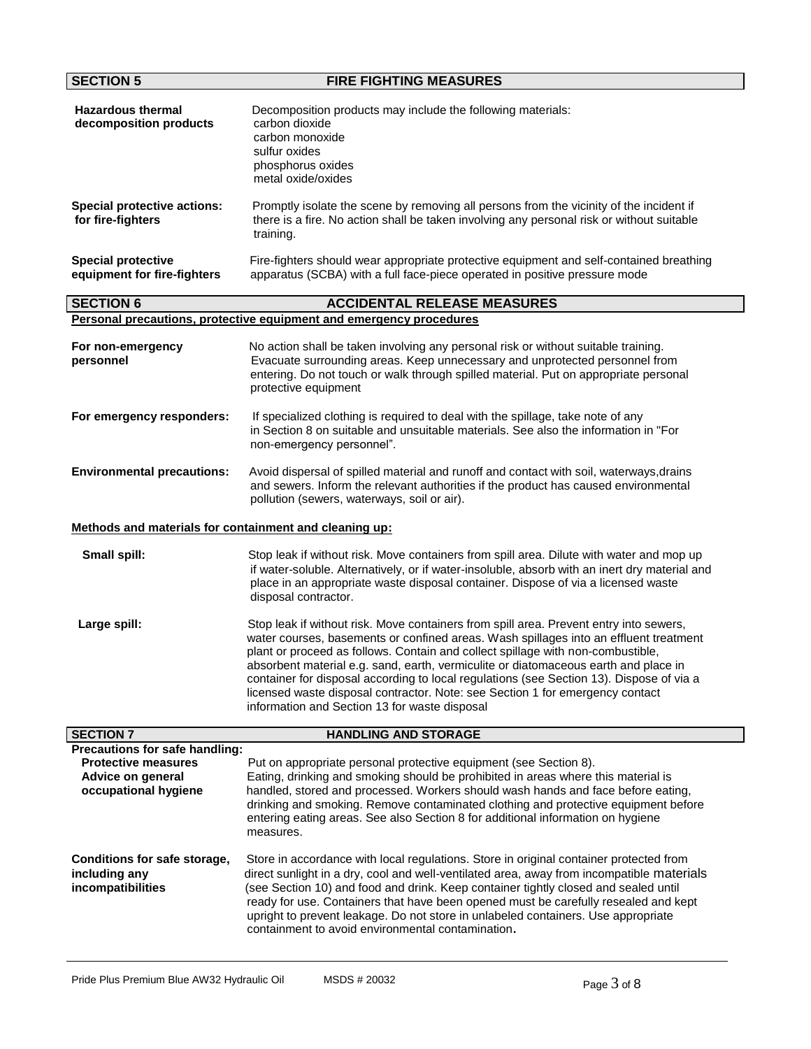## SECTION 5 FIRE FIGHTING MEASURES

**Hazardous thermal decomposition products**
Decomposition products may include the following materials:
carbon dioxide
carbon monoxide
sulfur oxides
phosphorus oxides
metal oxide/oxides

**Special protective actions: for fire-fighters**
Promptly isolate the scene by removing all persons from the vicinity of the incident if there is a fire. No action shall be taken involving any personal risk or without suitable training.

**Special protective equipment for fire-fighters**
Fire-fighters should wear appropriate protective equipment and self-contained breathing apparatus (SCBA) with a full face-piece operated in positive pressure mode

## SECTION 6 ACCIDENTAL RELEASE MEASURES

**Personal precautions, protective equipment and emergency procedures**

**For non-emergency personnel**
No action shall be taken involving any personal risk or without suitable training. Evacuate surrounding areas. Keep unnecessary and unprotected personnel from entering. Do not touch or walk through spilled material. Put on appropriate personal protective equipment

**For emergency responders:**
If specialized clothing is required to deal with the spillage, take note of any in Section 8 on suitable and unsuitable materials. See also the information in "For non-emergency personnel".

**Environmental precautions:**
Avoid dispersal of spilled material and runoff and contact with soil, waterways,drains and sewers. Inform the relevant authorities if the product has caused environmental pollution (sewers, waterways, soil or air).

**Methods and materials for containment and cleaning up:**

**Small spill:**
Stop leak if without risk. Move containers from spill area. Dilute with water and mop up if water-soluble. Alternatively, or if water-insoluble, absorb with an inert dry material and place in an appropriate waste disposal container. Dispose of via a licensed waste disposal contractor.

**Large spill:**
Stop leak if without risk. Move containers from spill area. Prevent entry into sewers, water courses, basements or confined areas. Wash spillages into an effluent treatment plant or proceed as follows. Contain and collect spillage with non-combustible, absorbent material e.g. sand, earth, vermiculite or diatomaceous earth and place in container for disposal according to local regulations (see Section 13). Dispose of via a licensed waste disposal contractor. Note: see Section 1 for emergency contact information and Section 13 for waste disposal

## SECTION 7 HANDLING AND STORAGE

**Precautions for safe handling:**

**Protective measures**
Put on appropriate personal protective equipment (see Section 8).

**Advice on general occupational hygiene**
Eating, drinking and smoking should be prohibited in areas where this material is handled, stored and processed. Workers should wash hands and face before eating, drinking and smoking. Remove contaminated clothing and protective equipment before entering eating areas. See also Section 8 for additional information on hygiene measures.

**Conditions for safe storage, including any incompatibilities**
Store in accordance with local regulations. Store in original container protected from direct sunlight in a dry, cool and well-ventilated area, away from incompatible materials (see Section 10) and food and drink. Keep container tightly closed and sealed until ready for use. Containers that have been opened must be carefully resealed and kept upright to prevent leakage. Do not store in unlabeled containers. Use appropriate containment to avoid environmental contamination.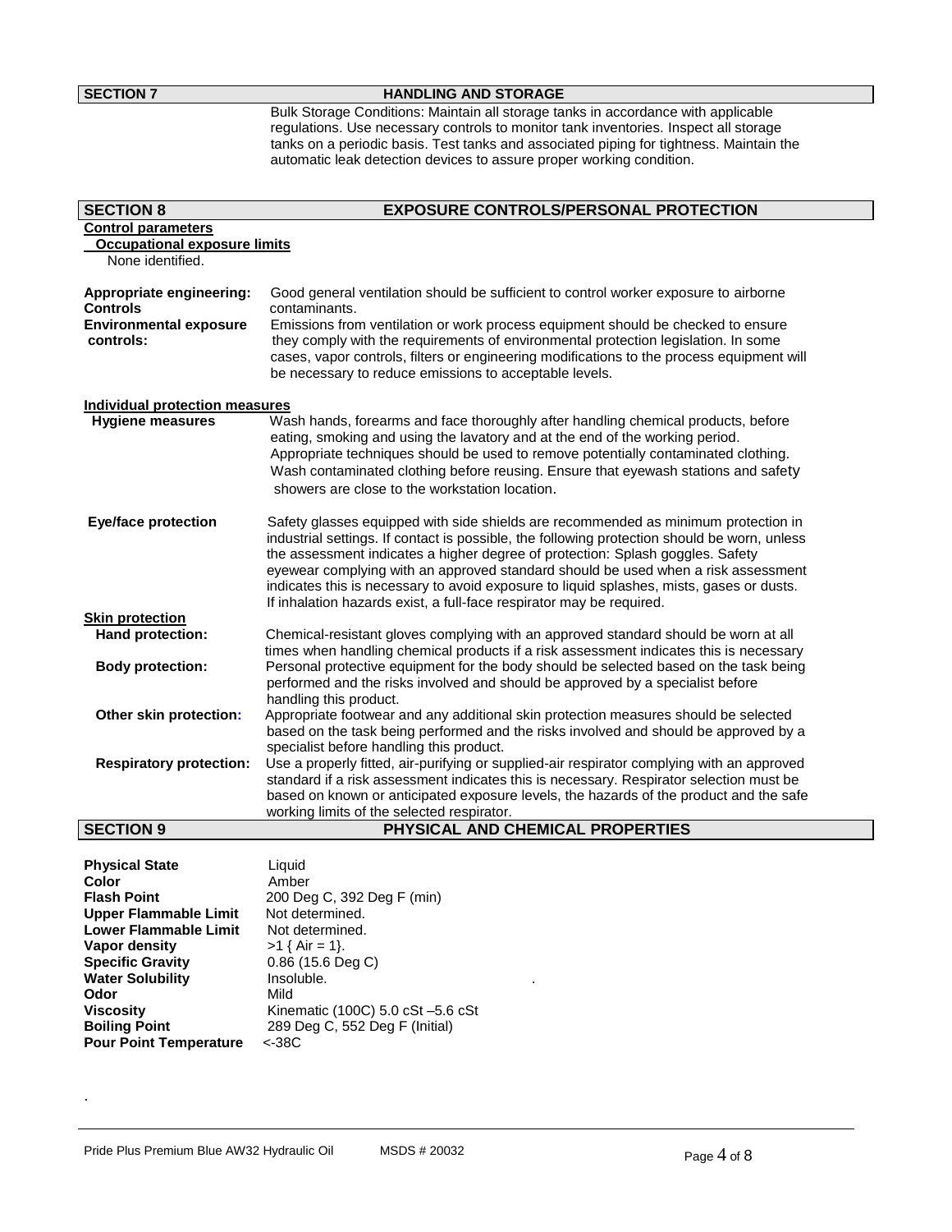## SECTION 7 HANDLING AND STORAGE

Bulk Storage Conditions: Maintain all storage tanks in accordance with applicable regulations. Use necessary controls to monitor tank inventories. Inspect all storage tanks on a periodic basis. Test tanks and associated piping for tightness. Maintain the automatic leak detection devices to assure proper working condition.

## SECTION 8 EXPOSURE CONTROLS/PERSONAL PROTECTION

**Control parameters**

**Occupational exposure limits**

None identified.

**Appropriate engineering: Controls** Good general ventilation should be sufficient to control worker exposure to airborne contaminants.

**Environmental exposure controls:** Emissions from ventilation or work process equipment should be checked to ensure they comply with the requirements of environmental protection legislation. In some cases, vapor controls, filters or engineering modifications to the process equipment will be necessary to reduce emissions to acceptable levels.

**Individual protection measures**

**Hygiene measures** Wash hands, forearms and face thoroughly after handling chemical products, before eating, smoking and using the lavatory and at the end of the working period. Appropriate techniques should be used to remove potentially contaminated clothing. Wash contaminated clothing before reusing. Ensure that eyewash stations and safety showers are close to the workstation location.

**Eye/face protection** Safety glasses equipped with side shields are recommended as minimum protection in industrial settings. If contact is possible, the following protection should be worn, unless the assessment indicates a higher degree of protection: Splash goggles. Safety eyewear complying with an approved standard should be used when a risk assessment indicates this is necessary to avoid exposure to liquid splashes, mists, gases or dusts. If inhalation hazards exist, a full-face respirator may be required.

**Skin protection**

**Hand protection:** Chemical-resistant gloves complying with an approved standard should be worn at all times when handling chemical products if a risk assessment indicates this is necessary

**Body protection:** Personal protective equipment for the body should be selected based on the task being performed and the risks involved and should be approved by a specialist before handling this product.

**Other skin protection:** Appropriate footwear and any additional skin protection measures should be selected based on the task being performed and the risks involved and should be approved by a specialist before handling this product.

**Respiratory protection:** Use a properly fitted, air-purifying or supplied-air respirator complying with an approved standard if a risk assessment indicates this is necessary. Respirator selection must be based on known or anticipated exposure levels, the hazards of the product and the safe working limits of the selected respirator.

## SECTION 9 PHYSICAL AND CHEMICAL PROPERTIES

| | |
|---|---|
| **Physical State** | Liquid |
| **Color** | Amber |
| **Flash Point** | 200 Deg C, 392 Deg F (min) |
| **Upper Flammable Limit** | Not determined. |
| **Lower Flammable Limit** | Not determined. |
| **Vapor density** | >1 { Air = 1}. |
| **Specific Gravity** | 0.86 (15.6 Deg C) |
| **Water Solubility** | Insoluble. |
| **Odor** | Mild |
| **Viscosity** | Kinematic (100C) 5.0 cSt –5.6 cSt |
| **Boiling Point** | 289 Deg C, 552 Deg F (Initial) |
| **Pour Point Temperature** | <-38C |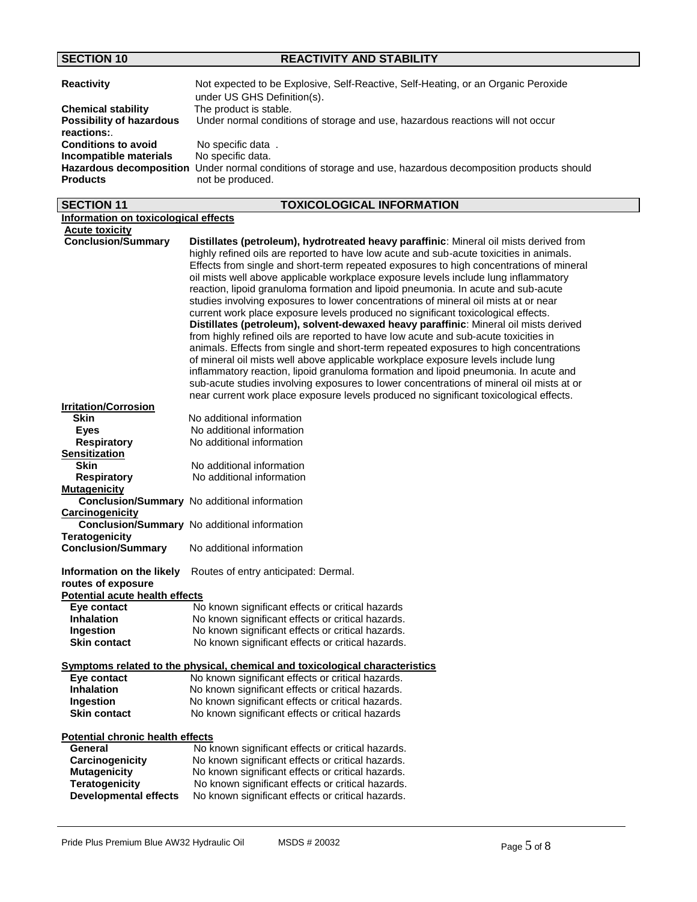## SECTION 10 REACTIVITY AND STABILITY

**Reactivity** Not expected to be Explosive, Self-Reactive, Self-Heating, or an Organic Peroxide under US GHS Definition(s).

**Chemical stability** The product is stable.

**Possibility of hazardous reactions:**. Under normal conditions of storage and use, hazardous reactions will not occur

**Conditions to avoid** No specific data .

**Incompatible materials** No specific data.

**Hazardous decomposition Products** Under normal conditions of storage and use, hazardous decomposition products should not be produced.

## SECTION 11 TOXICOLOGICAL INFORMATION

**Information on toxicological effects**

**Acute toxicity**

**Conclusion/Summary** **Distillates (petroleum), hydrotreated heavy paraffinic**: Mineral oil mists derived from highly refined oils are reported to have low acute and sub-acute toxicities in animals. Effects from single and short-term repeated exposures to high concentrations of mineral oil mists well above applicable workplace exposure levels include lung inflammatory reaction, lipoid granuloma formation and lipoid pneumonia. In acute and sub-acute studies involving exposures to lower concentrations of mineral oil mists at or near current work place exposure levels produced no significant toxicological effects. **Distillates (petroleum), solvent-dewaxed heavy paraffinic**: Mineral oil mists derived from highly refined oils are reported to have low acute and sub-acute toxicities in animals. Effects from single and short-term repeated exposures to high concentrations of mineral oil mists well above applicable workplace exposure levels include lung inflammatory reaction, lipoid granuloma formation and lipoid pneumonia. In acute and sub-acute studies involving exposures to lower concentrations of mineral oil mists at or near current work place exposure levels produced no significant toxicological effects.

**Irritation/Corrosion**

- **Skin** No additional information
- **Eyes** No additional information
- **Respiratory** No additional information

**Sensitization**

- **Skin** No additional information
- **Respiratory** No additional information

**Mutagenicity**

- **Conclusion/Summary** No additional information

**Carcinogenicity**

- **Conclusion/Summary** No additional information

**Teratogenicity**

**Conclusion/Summary** No additional information

**Information on the likely routes of exposure** Routes of entry anticipated: Dermal.

**Potential acute health effects**

- **Eye contact** No known significant effects or critical hazards
- **Inhalation** No known significant effects or critical hazards.
- **Ingestion** No known significant effects or critical hazards.
- **Skin contact** No known significant effects or critical hazards.

**Symptoms related to the physical, chemical and toxicological characteristics**

- **Eye contact** No known significant effects or critical hazards.
- **Inhalation** No known significant effects or critical hazards.
- **Ingestion** No known significant effects or critical hazards.
- **Skin contact** No known significant effects or critical hazards

**Potential chronic health effects**

- **General** No known significant effects or critical hazards.
- **Carcinogenicity** No known significant effects or critical hazards.
- **Mutagenicity** No known significant effects or critical hazards.
- **Teratogenicity** No known significant effects or critical hazards.
- **Developmental effects** No known significant effects or critical hazards.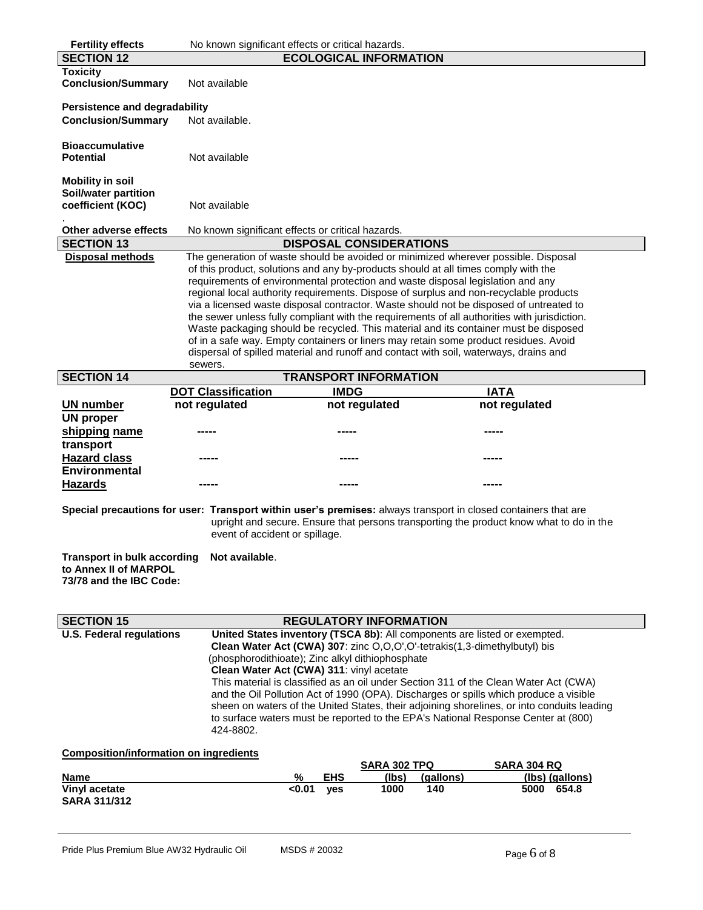**Fertility effects** No known significant effects or critical hazards.

## SECTION 12 ECOLOGICAL INFORMATION

**Toxicity**
**Conclusion/Summary** Not available

**Persistence and degradability**
**Conclusion/Summary** Not available.

**Bioaccumulative Potential** Not available

**Mobility in soil**
**Soil/water partition coefficient (KOC)** Not available

.

**Other adverse effects** No known significant effects or critical hazards.

## SECTION 13 DISPOSAL CONSIDERATIONS

**Disposal methods** The generation of waste should be avoided or minimized wherever possible. Disposal of this product, solutions and any by-products should at all times comply with the requirements of environmental protection and waste disposal legislation and any regional local authority requirements. Dispose of surplus and non-recyclable products via a licensed waste disposal contractor. Waste should not be disposed of untreated to the sewer unless fully compliant with the requirements of all authorities with jurisdiction. Waste packaging should be recycled. This material and its container must be disposed of in a safe way. Empty containers or liners may retain some product residues. Avoid dispersal of spilled material and runoff and contact with soil, waterways, drains and sewers.

## SECTION 14 TRANSPORT INFORMATION

| | DOT Classification | IMDG | IATA |
|---|---|---|---|
| UN number | not regulated | not regulated | not regulated |
| UN proper shipping name | ----- | ----- | ----- |
| transport Hazard class | ----- | ----- | ----- |
| Environmental Hazards | ----- | ----- | ----- |

**Special precautions for user: Transport within user's premises:** always transport in closed containers that are upright and secure. Ensure that persons transporting the product know what to do in the event of accident or spillage.

**Transport in bulk according to Annex II of MARPOL 73/78 and the IBC Code:** **Not available**.

## SECTION 15 REGULATORY INFORMATION

**U.S. Federal regulations** **United States inventory (TSCA 8b)**: All components are listed or exempted.
**Clean Water Act (CWA) 307**: zinc O,O,O',O'-tetrakis(1,3-dimethylbutyl) bis (phosphorodithioate); Zinc alkyl dithiophosphate
**Clean Water Act (CWA) 311**: vinyl acetate
This material is classified as an oil under Section 311 of the Clean Water Act (CWA) and the Oil Pollution Act of 1990 (OPA). Discharges or spills which produce a visible sheen on waters of the United States, their adjoining shorelines, or into conduits leading to surface waters must be reported to the EPA's National Response Center at (800) 424-8802.

**Composition/information on ingredients**

| Name | % | EHS | SARA 302 TPQ (lbs) | SARA 302 TPQ (gallons) | SARA 304 RQ (lbs) | SARA 304 RQ (gallons) |
|---|---|---|---|---|---|---|
| **Vinyl acetate** | **<0.01** | **yes** | **1000** | **140** | **5000** | **654.8** |

**SARA 311/312**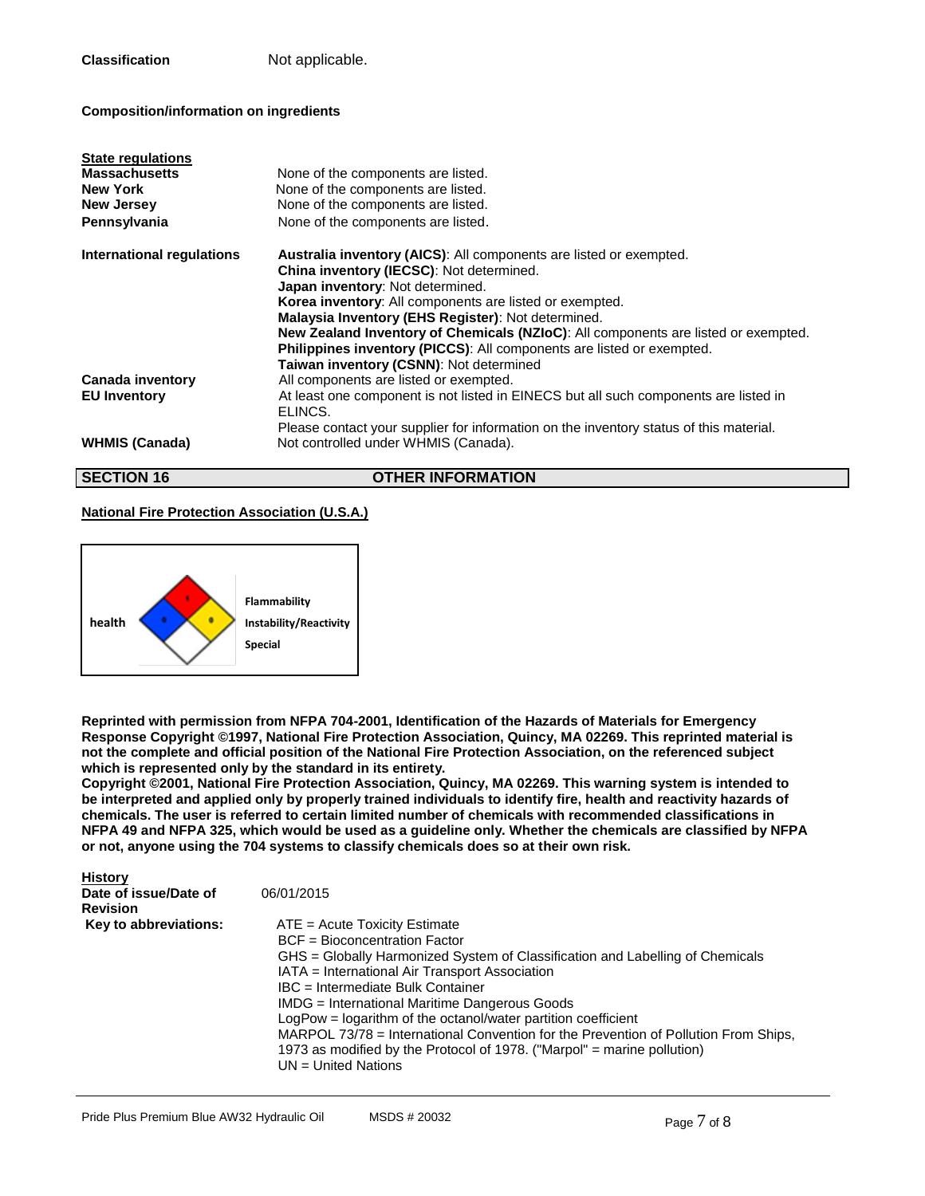**Classification** Not applicable.

**Composition/information on ingredients**

| **State regulations** | |
|---|---|
| **Massachusetts** | None of the components are listed. |
| **New York** | None of the components are listed. |
| **New Jersey** | None of the components are listed. |
| **Pennsylvania** | None of the components are listed. |
| **International regulations** | **Australia inventory (AICS)**: All components are listed or exempted.<br>**China inventory (IECSC)**: Not determined.<br>**Japan inventory**: Not determined.<br>**Korea inventory**: All components are listed or exempted.<br>**Malaysia Inventory (EHS Register)**: Not determined.<br>**New Zealand Inventory of Chemicals (NZIoC)**: All components are listed or exempted.<br>**Philippines inventory (PICCS)**: All components are listed or exempted.<br>**Taiwan inventory (CSNN)**: Not determined |
| **Canada inventory** | All components are listed or exempted. |
| **EU Inventory** | At least one component is not listed in EINECS but all such components are listed in ELINCS.<br>Please contact your supplier for information on the inventory status of this material. |
| **WHMIS (Canada)** | Not controlled under WHMIS (Canada). |

## SECTION 16 OTHER INFORMATION

**National Fire Protection Association (U.S.A.)**

health

Flammability

Instability/Reactivity

Special

**Reprinted with permission from NFPA 704-2001, Identification of the Hazards of Materials for Emergency Response Copyright ©1997, National Fire Protection Association, Quincy, MA 02269. This reprinted material is not the complete and official position of the National Fire Protection Association, on the referenced subject which is represented only by the standard in its entirety.**
**Copyright ©2001, National Fire Protection Association, Quincy, MA 02269. This warning system is intended to be interpreted and applied only by properly trained individuals to identify fire, health and reactivity hazards of chemicals. The user is referred to certain limited number of chemicals with recommended classifications in NFPA 49 and NFPA 325, which would be used as a guideline only. Whether the chemicals are classified by NFPA or not, anyone using the 704 systems to classify chemicals does so at their own risk.**

| **History** | |
|---|---|
| **Date of issue/Date of Revision** | 06/01/2015 |
| **Key to abbreviations:** | ATE = Acute Toxicity Estimate<br>BCF = Bioconcentration Factor<br>GHS = Globally Harmonized System of Classification and Labelling of Chemicals<br>IATA = International Air Transport Association<br>IBC = Intermediate Bulk Container<br>IMDG = International Maritime Dangerous Goods<br>LogPow = logarithm of the octanol/water partition coefficient<br>MARPOL 73/78 = International Convention for the Prevention of Pollution From Ships, 1973 as modified by the Protocol of 1978. ("Marpol" = marine pollution)<br>UN = United Nations |

Pride Plus Premium Blue AW32 Hydraulic Oil MSDS # 20032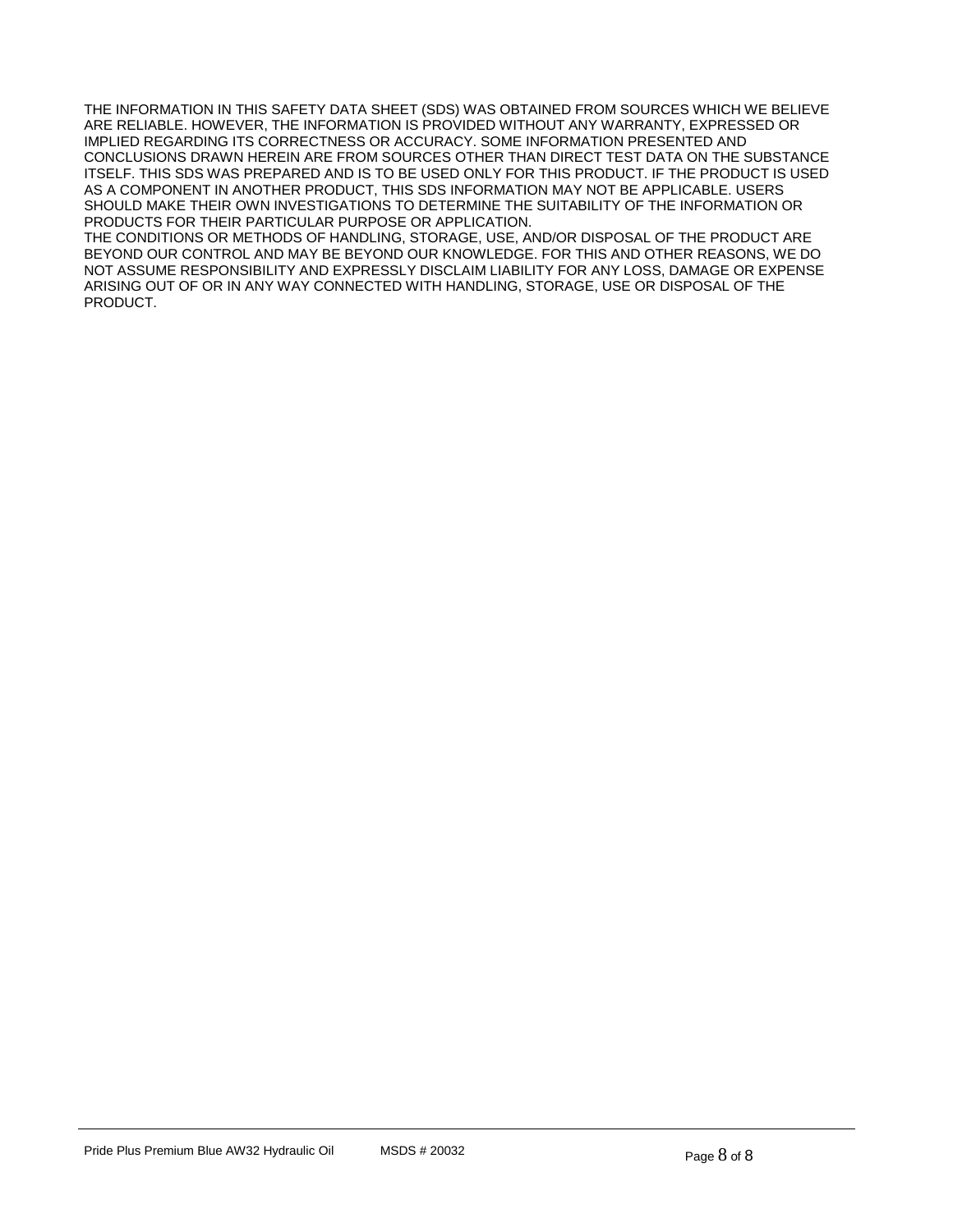THE INFORMATION IN THIS SAFETY DATA SHEET (SDS) WAS OBTAINED FROM SOURCES WHICH WE BELIEVE ARE RELIABLE. HOWEVER, THE INFORMATION IS PROVIDED WITHOUT ANY WARRANTY, EXPRESSED OR IMPLIED REGARDING ITS CORRECTNESS OR ACCURACY. SOME INFORMATION PRESENTED AND CONCLUSIONS DRAWN HEREIN ARE FROM SOURCES OTHER THAN DIRECT TEST DATA ON THE SUBSTANCE ITSELF. THIS SDS WAS PREPARED AND IS TO BE USED ONLY FOR THIS PRODUCT. IF THE PRODUCT IS USED AS A COMPONENT IN ANOTHER PRODUCT, THIS SDS INFORMATION MAY NOT BE APPLICABLE. USERS SHOULD MAKE THEIR OWN INVESTIGATIONS TO DETERMINE THE SUITABILITY OF THE INFORMATION OR PRODUCTS FOR THEIR PARTICULAR PURPOSE OR APPLICATION.
THE CONDITIONS OR METHODS OF HANDLING, STORAGE, USE, AND/OR DISPOSAL OF THE PRODUCT ARE BEYOND OUR CONTROL AND MAY BE BEYOND OUR KNOWLEDGE. FOR THIS AND OTHER REASONS, WE DO NOT ASSUME RESPONSIBILITY AND EXPRESSLY DISCLAIM LIABILITY FOR ANY LOSS, DAMAGE OR EXPENSE ARISING OUT OF OR IN ANY WAY CONNECTED WITH HANDLING, STORAGE, USE OR DISPOSAL OF THE PRODUCT.